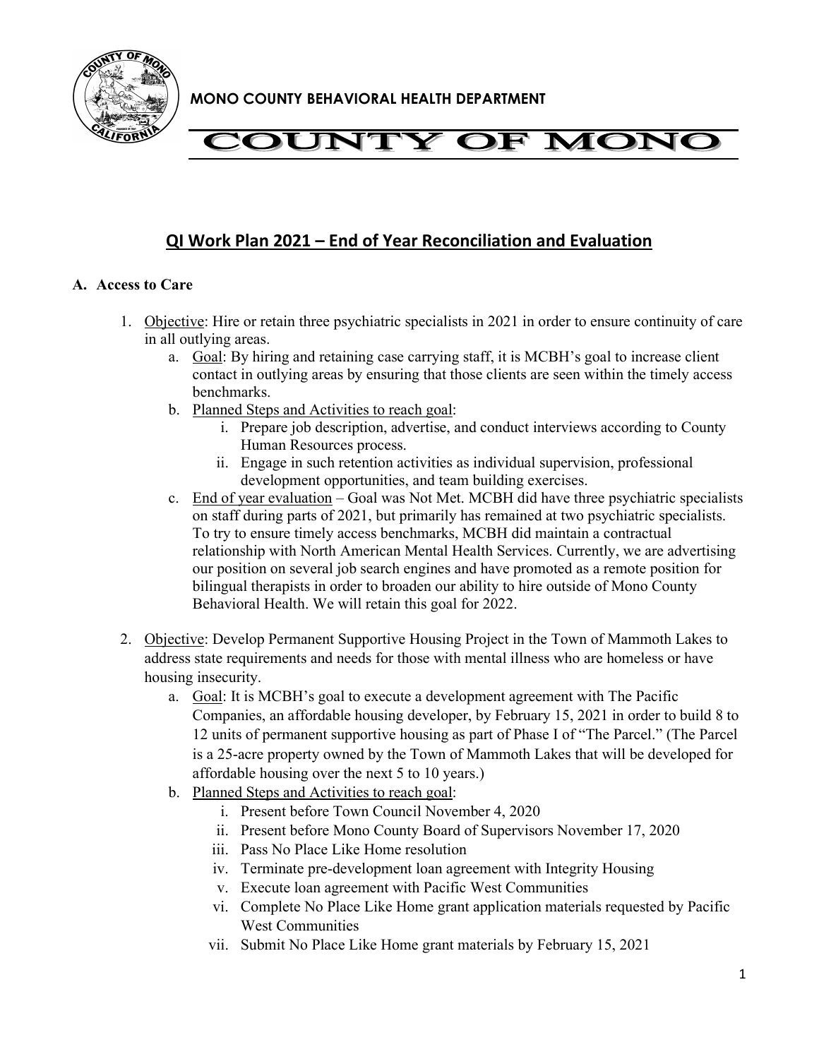**MONO COUNTY BEHAVIORAL HEALTH DEPARTMENT**

# COUNTY OF MONO

## QI Work Plan 2021 – End of Year Reconciliation and Evaluation

### A. Access to Care

1. Objective: Hire or retain three psychiatric specialists in 2021 in order to ensure continuity of care in all outlying areas.
   a. Goal: By hiring and retaining case carrying staff, it is MCBH's goal to increase client contact in outlying areas by ensuring that those clients are seen within the timely access benchmarks.
   b. Planned Steps and Activities to reach goal:
      i. Prepare job description, advertise, and conduct interviews according to County Human Resources process.
      ii. Engage in such retention activities as individual supervision, professional development opportunities, and team building exercises.
   c. End of year evaluation – Goal was Not Met. MCBH did have three psychiatric specialists on staff during parts of 2021, but primarily has remained at two psychiatric specialists. To try to ensure timely access benchmarks, MCBH did maintain a contractual relationship with North American Mental Health Services. Currently, we are advertising our position on several job search engines and have promoted as a remote position for bilingual therapists in order to broaden our ability to hire outside of Mono County Behavioral Health. We will retain this goal for 2022.

2. Objective: Develop Permanent Supportive Housing Project in the Town of Mammoth Lakes to address state requirements and needs for those with mental illness who are homeless or have housing insecurity.
   a. Goal: It is MCBH's goal to execute a development agreement with The Pacific Companies, an affordable housing developer, by February 15, 2021 in order to build 8 to 12 units of permanent supportive housing as part of Phase I of "The Parcel." (The Parcel is a 25-acre property owned by the Town of Mammoth Lakes that will be developed for affordable housing over the next 5 to 10 years.)
   b. Planned Steps and Activities to reach goal:
      i. Present before Town Council November 4, 2020
      ii. Present before Mono County Board of Supervisors November 17, 2020
      iii. Pass No Place Like Home resolution
      iv. Terminate pre-development loan agreement with Integrity Housing
      v. Execute loan agreement with Pacific West Communities
      vi. Complete No Place Like Home grant application materials requested by Pacific West Communities
      vii. Submit No Place Like Home grant materials by February 15, 2021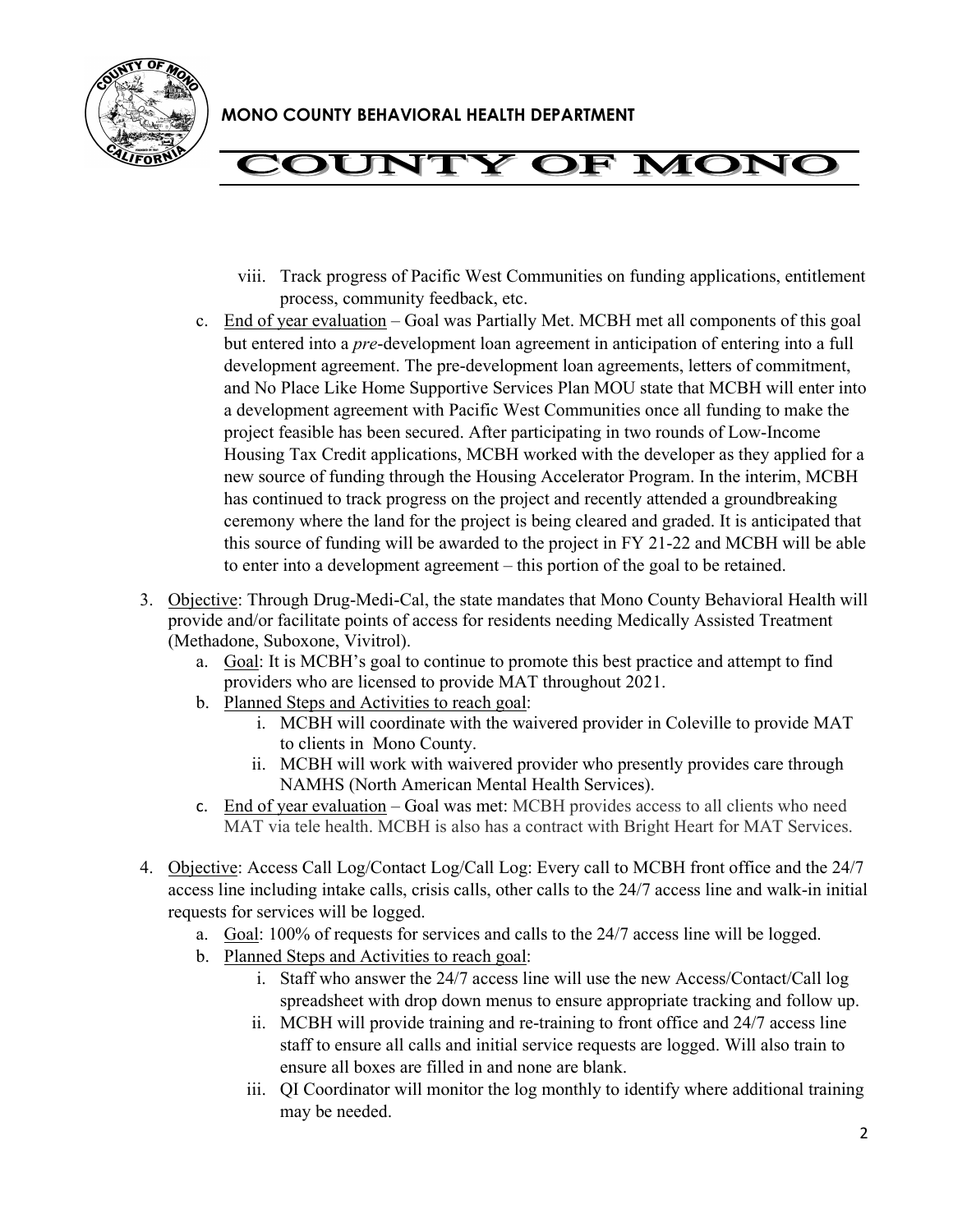viii. Track progress of Pacific West Communities on funding applications, entitlement process, community feedback, etc.

c. End of year evaluation – Goal was Partially Met. MCBH met all components of this goal but entered into a *pre*-development loan agreement in anticipation of entering into a full development agreement. The pre-development loan agreements, letters of commitment, and No Place Like Home Supportive Services Plan MOU state that MCBH will enter into a development agreement with Pacific West Communities once all funding to make the project feasible has been secured. After participating in two rounds of Low-Income Housing Tax Credit applications, MCBH worked with the developer as they applied for a new source of funding through the Housing Accelerator Program. In the interim, MCBH has continued to track progress on the project and recently attended a groundbreaking ceremony where the land for the project is being cleared and graded. It is anticipated that this source of funding will be awarded to the project in FY 21-22 and MCBH will be able to enter into a development agreement – this portion of the goal to be retained.

3. Objective: Through Drug-Medi-Cal, the state mandates that Mono County Behavioral Health will provide and/or facilitate points of access for residents needing Medically Assisted Treatment (Methadone, Suboxone, Vivitrol).
   a. Goal: It is MCBH's goal to continue to promote this best practice and attempt to find providers who are licensed to provide MAT throughout 2021.
   b. Planned Steps and Activities to reach goal:
      i. MCBH will coordinate with the waivered provider in Coleville to provide MAT to clients in Mono County.
      ii. MCBH will work with waivered provider who presently provides care through NAMHS (North American Mental Health Services).
   c. End of year evaluation – Goal was met: MCBH provides access to all clients who need MAT via tele health. MCBH is also has a contract with Bright Heart for MAT Services.

4. Objective: Access Call Log/Contact Log/Call Log: Every call to MCBH front office and the 24/7 access line including intake calls, crisis calls, other calls to the 24/7 access line and walk-in initial requests for services will be logged.
   a. Goal: 100% of requests for services and calls to the 24/7 access line will be logged.
   b. Planned Steps and Activities to reach goal:
      i. Staff who answer the 24/7 access line will use the new Access/Contact/Call log spreadsheet with drop down menus to ensure appropriate tracking and follow up.
      ii. MCBH will provide training and re-training to front office and 24/7 access line staff to ensure all calls and initial service requests are logged. Will also train to ensure all boxes are filled in and none are blank.
      iii. QI Coordinator will monitor the log monthly to identify where additional training may be needed.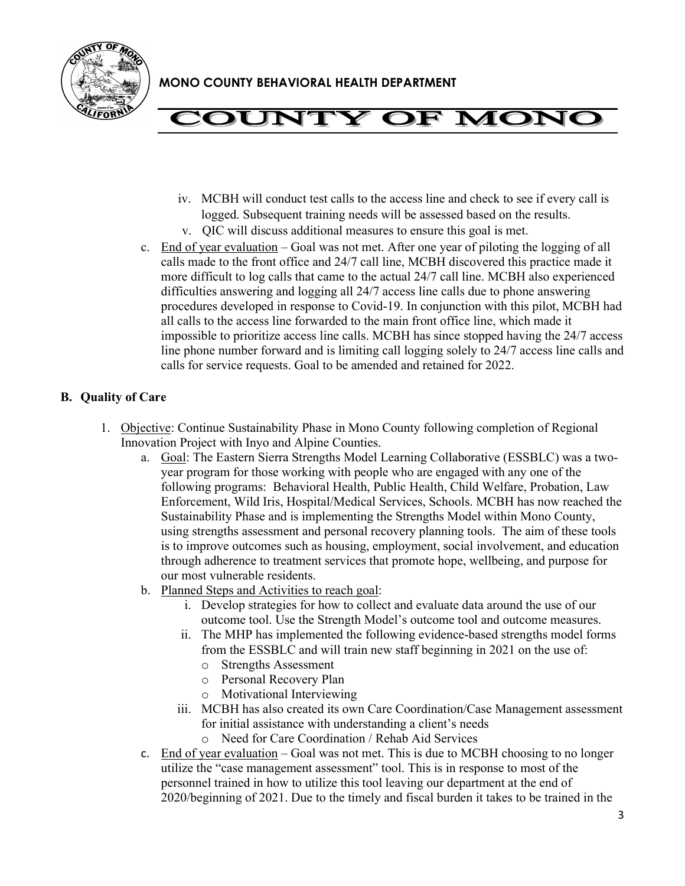iv. MCBH will conduct test calls to the access line and check to see if every call is logged. Subsequent training needs will be assessed based on the results.

v. QIC will discuss additional measures to ensure this goal is met.

c. <u>End of year evaluation</u> – Goal was not met. After one year of piloting the logging of all calls made to the front office and 24/7 call line, MCBH discovered this practice made it more difficult to log calls that came to the actual 24/7 call line. MCBH also experienced difficulties answering and logging all 24/7 access line calls due to phone answering procedures developed in response to Covid-19. In conjunction with this pilot, MCBH had all calls to the access line forwarded to the main front office line, which made it impossible to prioritize access line calls. MCBH has since stopped having the 24/7 access line phone number forward and is limiting call logging solely to 24/7 access line calls and calls for service requests. Goal to be amended and retained for 2022.

**B. Quality of Care**

1. <u>Objective</u>: Continue Sustainability Phase in Mono County following completion of Regional Innovation Project with Inyo and Alpine Counties.

   a. <u>Goal</u>: The Eastern Sierra Strengths Model Learning Collaborative (ESSBLC) was a two-year program for those working with people who are engaged with any one of the following programs: Behavioral Health, Public Health, Child Welfare, Probation, Law Enforcement, Wild Iris, Hospital/Medical Services, Schools. MCBH has now reached the Sustainability Phase and is implementing the Strengths Model within Mono County, using strengths assessment and personal recovery planning tools. The aim of these tools is to improve outcomes such as housing, employment, social involvement, and education through adherence to treatment services that promote hope, wellbeing, and purpose for our most vulnerable residents.

   b. <u>Planned Steps and Activities to reach goal</u>:

      i. Develop strategies for how to collect and evaluate data around the use of our outcome tool. Use the Strength Model's outcome tool and outcome measures.

      ii. The MHP has implemented the following evidence-based strengths model forms from the ESSBLC and will train new staff beginning in 2021 on the use of:
         - Strengths Assessment
         - Personal Recovery Plan
         - Motivational Interviewing

      iii. MCBH has also created its own Care Coordination/Case Management assessment for initial assistance with understanding a client's needs
         - Need for Care Coordination / Rehab Aid Services

   c. <u>End of year evaluation</u> – Goal was not met. This is due to MCBH choosing to no longer utilize the "case management assessment" tool. This is in response to most of the personnel trained in how to utilize this tool leaving our department at the end of 2020/beginning of 2021. Due to the timely and fiscal burden it takes to be trained in the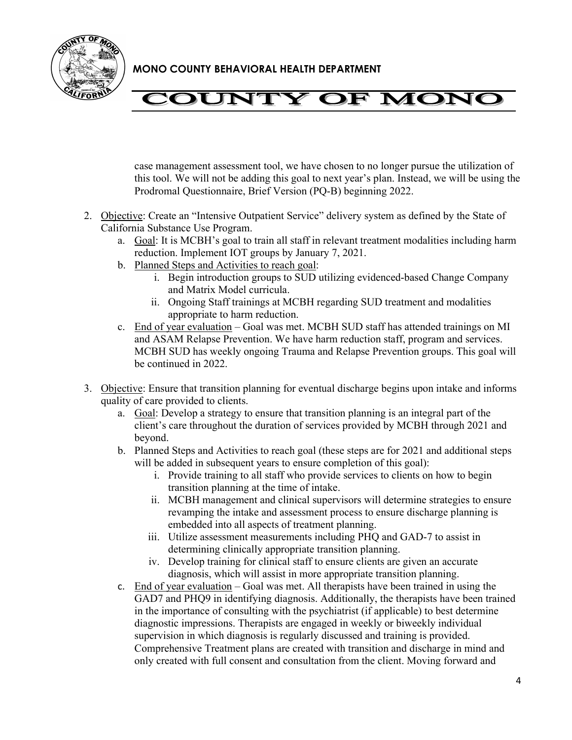case management assessment tool, we have chosen to no longer pursue the utilization of this tool. We will not be adding this goal to next year's plan. Instead, we will be using the Prodromal Questionnaire, Brief Version (PQ-B) beginning 2022.

2. Objective: Create an "Intensive Outpatient Service" delivery system as defined by the State of California Substance Use Program.
   a. Goal: It is MCBH's goal to train all staff in relevant treatment modalities including harm reduction. Implement IOT groups by January 7, 2021.
   b. Planned Steps and Activities to reach goal:
      i. Begin introduction groups to SUD utilizing evidenced-based Change Company and Matrix Model curricula.
      ii. Ongoing Staff trainings at MCBH regarding SUD treatment and modalities appropriate to harm reduction.
   c. End of year evaluation – Goal was met. MCBH SUD staff has attended trainings on MI and ASAM Relapse Prevention. We have harm reduction staff, program and services. MCBH SUD has weekly ongoing Trauma and Relapse Prevention groups. This goal will be continued in 2022.

3. Objective: Ensure that transition planning for eventual discharge begins upon intake and informs quality of care provided to clients.
   a. Goal: Develop a strategy to ensure that transition planning is an integral part of the client's care throughout the duration of services provided by MCBH through 2021 and beyond.
   b. Planned Steps and Activities to reach goal (these steps are for 2021 and additional steps will be added in subsequent years to ensure completion of this goal):
      i. Provide training to all staff who provide services to clients on how to begin transition planning at the time of intake.
      ii. MCBH management and clinical supervisors will determine strategies to ensure revamping the intake and assessment process to ensure discharge planning is embedded into all aspects of treatment planning.
      iii. Utilize assessment measurements including PHQ and GAD-7 to assist in determining clinically appropriate transition planning.
      iv. Develop training for clinical staff to ensure clients are given an accurate diagnosis, which will assist in more appropriate transition planning.
   c. End of year evaluation – Goal was met. All therapists have been trained in using the GAD7 and PHQ9 in identifying diagnosis. Additionally, the therapists have been trained in the importance of consulting with the psychiatrist (if applicable) to best determine diagnostic impressions. Therapists are engaged in weekly or biweekly individual supervision in which diagnosis is regularly discussed and training is provided. Comprehensive Treatment plans are created with transition and discharge in mind and only created with full consent and consultation from the client. Moving forward and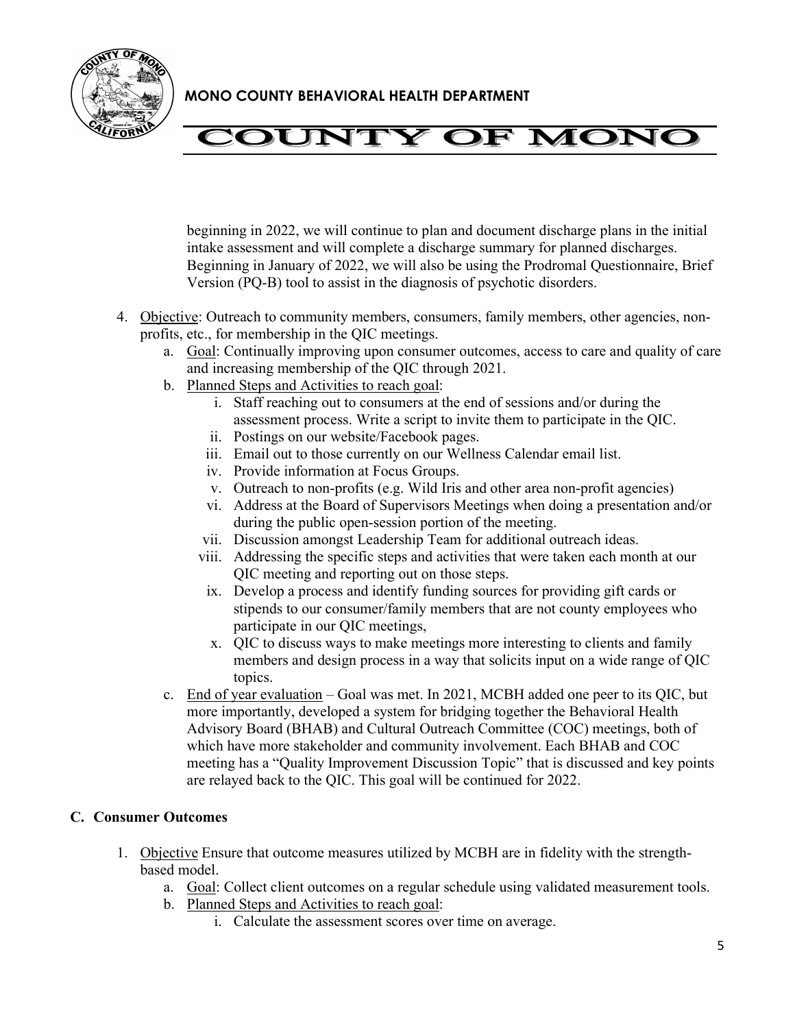beginning in 2022, we will continue to plan and document discharge plans in the initial intake assessment and will complete a discharge summary for planned discharges. Beginning in January of 2022, we will also be using the Prodromal Questionnaire, Brief Version (PQ-B) tool to assist in the diagnosis of psychotic disorders.

4. Objective: Outreach to community members, consumers, family members, other agencies, non-profits, etc., for membership in the QIC meetings.
   a. Goal: Continually improving upon consumer outcomes, access to care and quality of care and increasing membership of the QIC through 2021.
   b. Planned Steps and Activities to reach goal:
      i. Staff reaching out to consumers at the end of sessions and/or during the assessment process. Write a script to invite them to participate in the QIC.
      ii. Postings on our website/Facebook pages.
      iii. Email out to those currently on our Wellness Calendar email list.
      iv. Provide information at Focus Groups.
      v. Outreach to non-profits (e.g. Wild Iris and other area non-profit agencies)
      vi. Address at the Board of Supervisors Meetings when doing a presentation and/or during the public open-session portion of the meeting.
      vii. Discussion amongst Leadership Team for additional outreach ideas.
      viii. Addressing the specific steps and activities that were taken each month at our QIC meeting and reporting out on those steps.
      ix. Develop a process and identify funding sources for providing gift cards or stipends to our consumer/family members that are not county employees who participate in our QIC meetings,
      x. QIC to discuss ways to make meetings more interesting to clients and family members and design process in a way that solicits input on a wide range of QIC topics.
   c. End of year evaluation – Goal was met. In 2021, MCBH added one peer to its QIC, but more importantly, developed a system for bridging together the Behavioral Health Advisory Board (BHAB) and Cultural Outreach Committee (COC) meetings, both of which have more stakeholder and community involvement. Each BHAB and COC meeting has a "Quality Improvement Discussion Topic" that is discussed and key points are relayed back to the QIC. This goal will be continued for 2022.

## C. Consumer Outcomes

1. Objective Ensure that outcome measures utilized by MCBH are in fidelity with the strength-based model.
   a. Goal: Collect client outcomes on a regular schedule using validated measurement tools.
   b. Planned Steps and Activities to reach goal:
      i. Calculate the assessment scores over time on average.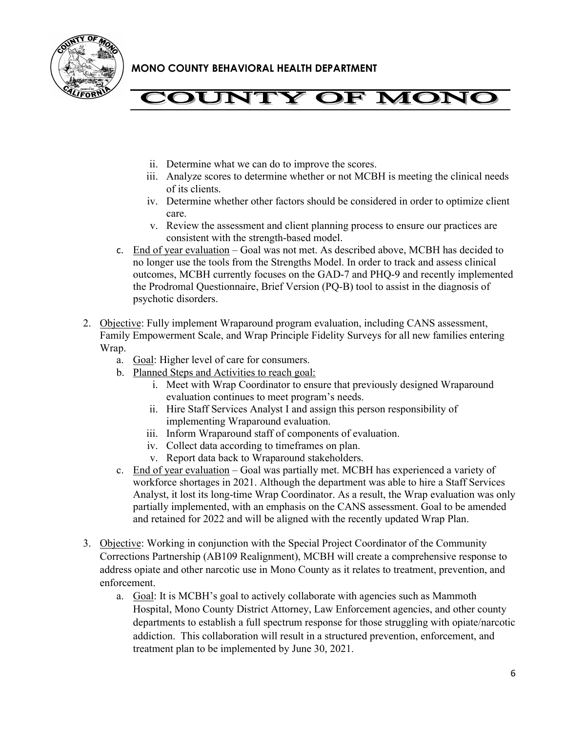ii. Determine what we can do to improve the scores.
iii. Analyze scores to determine whether or not MCBH is meeting the clinical needs of its clients.
iv. Determine whether other factors should be considered in order to optimize client care.
v. Review the assessment and client planning process to ensure our practices are consistent with the strength-based model.

c. End of year evaluation – Goal was not met. As described above, MCBH has decided to no longer use the tools from the Strengths Model. In order to track and assess clinical outcomes, MCBH currently focuses on the GAD-7 and PHQ-9 and recently implemented the Prodromal Questionnaire, Brief Version (PQ-B) tool to assist in the diagnosis of psychotic disorders.

2. Objective: Fully implement Wraparound program evaluation, including CANS assessment, Family Empowerment Scale, and Wrap Principle Fidelity Surveys for all new families entering Wrap.
   a. Goal: Higher level of care for consumers.
   b. Planned Steps and Activities to reach goal:
      i. Meet with Wrap Coordinator to ensure that previously designed Wraparound evaluation continues to meet program's needs.
      ii. Hire Staff Services Analyst I and assign this person responsibility of implementing Wraparound evaluation.
      iii. Inform Wraparound staff of components of evaluation.
      iv. Collect data according to timeframes on plan.
      v. Report data back to Wraparound stakeholders.
   c. End of year evaluation – Goal was partially met. MCBH has experienced a variety of workforce shortages in 2021. Although the department was able to hire a Staff Services Analyst, it lost its long-time Wrap Coordinator. As a result, the Wrap evaluation was only partially implemented, with an emphasis on the CANS assessment. Goal to be amended and retained for 2022 and will be aligned with the recently updated Wrap Plan.

3. Objective: Working in conjunction with the Special Project Coordinator of the Community Corrections Partnership (AB109 Realignment), MCBH will create a comprehensive response to address opiate and other narcotic use in Mono County as it relates to treatment, prevention, and enforcement.
   a. Goal: It is MCBH's goal to actively collaborate with agencies such as Mammoth Hospital, Mono County District Attorney, Law Enforcement agencies, and other county departments to establish a full spectrum response for those struggling with opiate/narcotic addiction. This collaboration will result in a structured prevention, enforcement, and treatment plan to be implemented by June 30, 2021.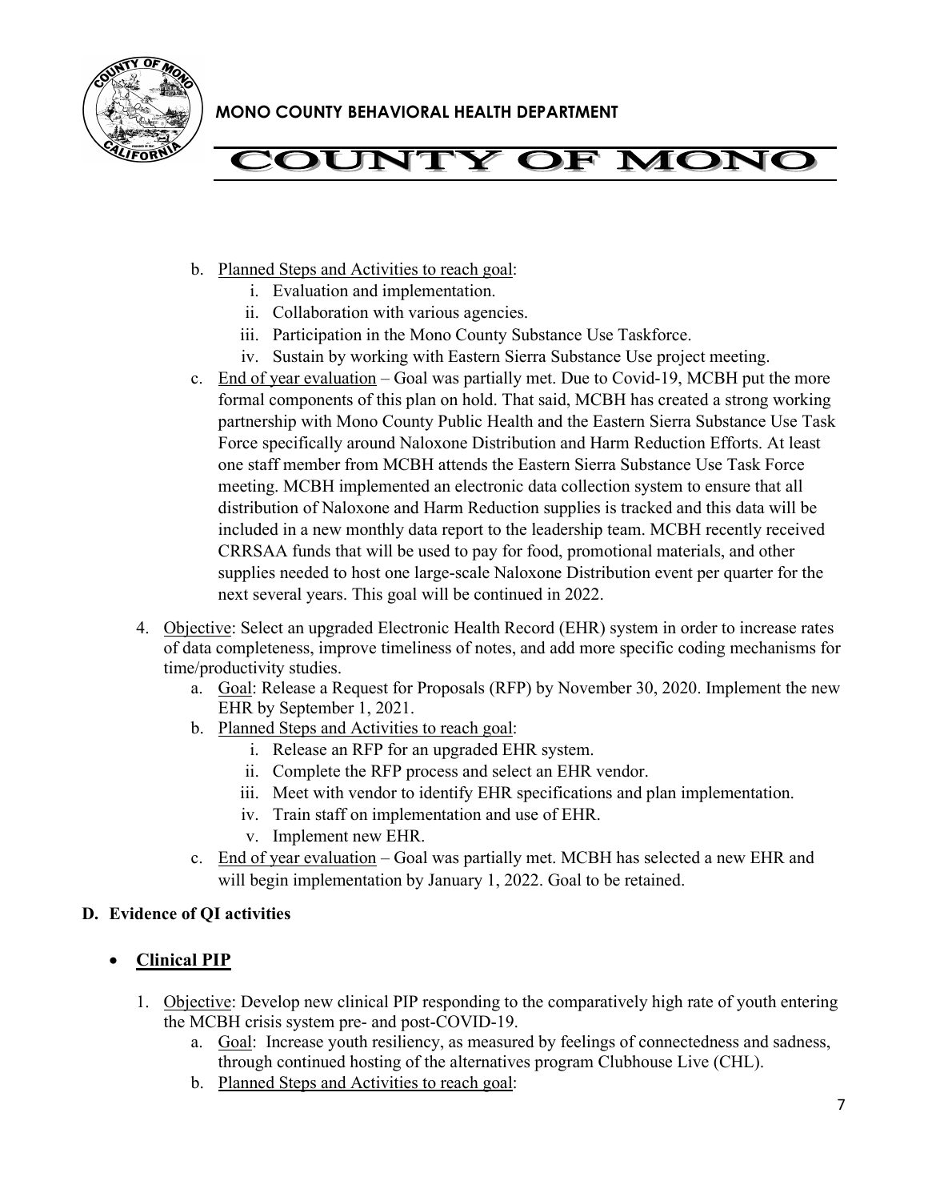b. Planned Steps and Activities to reach goal:
      i. Evaluation and implementation.
      ii. Collaboration with various agencies.
      iii. Participation in the Mono County Substance Use Taskforce.
      iv. Sustain by working with Eastern Sierra Substance Use project meeting.
   c. End of year evaluation – Goal was partially met. Due to Covid-19, MCBH put the more formal components of this plan on hold. That said, MCBH has created a strong working partnership with Mono County Public Health and the Eastern Sierra Substance Use Task Force specifically around Naloxone Distribution and Harm Reduction Efforts. At least one staff member from MCBH attends the Eastern Sierra Substance Use Task Force meeting. MCBH implemented an electronic data collection system to ensure that all distribution of Naloxone and Harm Reduction supplies is tracked and this data will be included in a new monthly data report to the leadership team. MCBH recently received CRRSAA funds that will be used to pay for food, promotional materials, and other supplies needed to host one large-scale Naloxone Distribution event per quarter for the next several years. This goal will be continued in 2022.

4. Objective: Select an upgraded Electronic Health Record (EHR) system in order to increase rates of data completeness, improve timeliness of notes, and add more specific coding mechanisms for time/productivity studies.
   a. Goal: Release a Request for Proposals (RFP) by November 30, 2020. Implement the new EHR by September 1, 2021.
   b. Planned Steps and Activities to reach goal:
      i. Release an RFP for an upgraded EHR system.
      ii. Complete the RFP process and select an EHR vendor.
      iii. Meet with vendor to identify EHR specifications and plan implementation.
      iv. Train staff on implementation and use of EHR.
      v. Implement new EHR.
   c. End of year evaluation – Goal was partially met. MCBH has selected a new EHR and will begin implementation by January 1, 2022. Goal to be retained.

**D. Evidence of QI activities**

- **Clinical PIP**

1. Objective: Develop new clinical PIP responding to the comparatively high rate of youth entering the MCBH crisis system pre- and post-COVID-19.
   a. Goal: Increase youth resiliency, as measured by feelings of connectedness and sadness, through continued hosting of the alternatives program Clubhouse Live (CHL).
   b. Planned Steps and Activities to reach goal: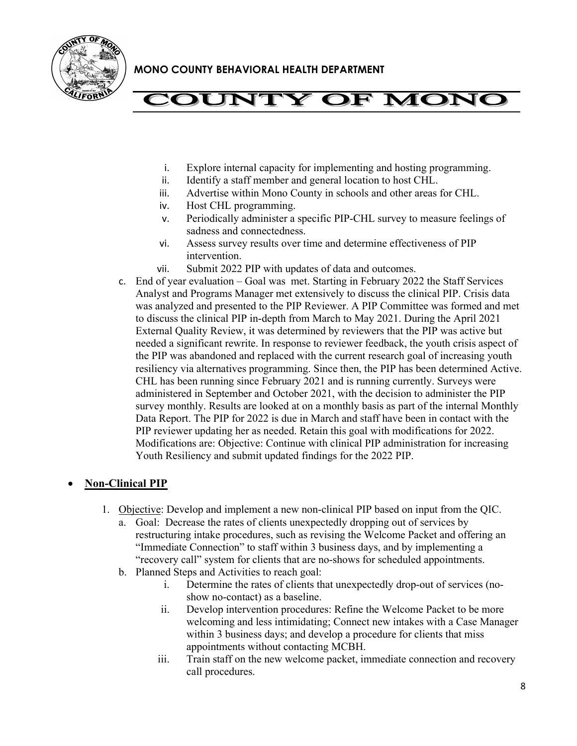i. Explore internal capacity for implementing and hosting programming.
ii. Identify a staff member and general location to host CHL.
iii. Advertise within Mono County in schools and other areas for CHL.
iv. Host CHL programming.
v. Periodically administer a specific PIP-CHL survey to measure feelings of sadness and connectedness.
vi. Assess survey results over time and determine effectiveness of PIP intervention.
vii. Submit 2022 PIP with updates of data and outcomes.

c. End of year evaluation – Goal was met. Starting in February 2022 the Staff Services Analyst and Programs Manager met extensively to discuss the clinical PIP. Crisis data was analyzed and presented to the PIP Reviewer. A PIP Committee was formed and met to discuss the clinical PIP in-depth from March to May 2021. During the April 2021 External Quality Review, it was determined by reviewers that the PIP was active but needed a significant rewrite. In response to reviewer feedback, the youth crisis aspect of the PIP was abandoned and replaced with the current research goal of increasing youth resiliency via alternatives programming. Since then, the PIP has been determined Active. CHL has been running since February 2021 and is running currently. Surveys were administered in September and October 2021, with the decision to administer the PIP survey monthly. Results are looked at on a monthly basis as part of the internal Monthly Data Report. The PIP for 2022 is due in March and staff have been in contact with the PIP reviewer updating her as needed. Retain this goal with modifications for 2022. Modifications are: Objective: Continue with clinical PIP administration for increasing Youth Resiliency and submit updated findings for the 2022 PIP.

- **Non-Clinical PIP**

1. Objective: Develop and implement a new non-clinical PIP based on input from the QIC.
   a. Goal: Decrease the rates of clients unexpectedly dropping out of services by restructuring intake procedures, such as revising the Welcome Packet and offering an "Immediate Connection" to staff within 3 business days, and by implementing a "recovery call" system for clients that are no-shows for scheduled appointments.
   b. Planned Steps and Activities to reach goal:
      i. Determine the rates of clients that unexpectedly drop-out of services (no-show no-contact) as a baseline.
      ii. Develop intervention procedures: Refine the Welcome Packet to be more welcoming and less intimidating; Connect new intakes with a Case Manager within 3 business days; and develop a procedure for clients that miss appointments without contacting MCBH.
      iii. Train staff on the new welcome packet, immediate connection and recovery call procedures.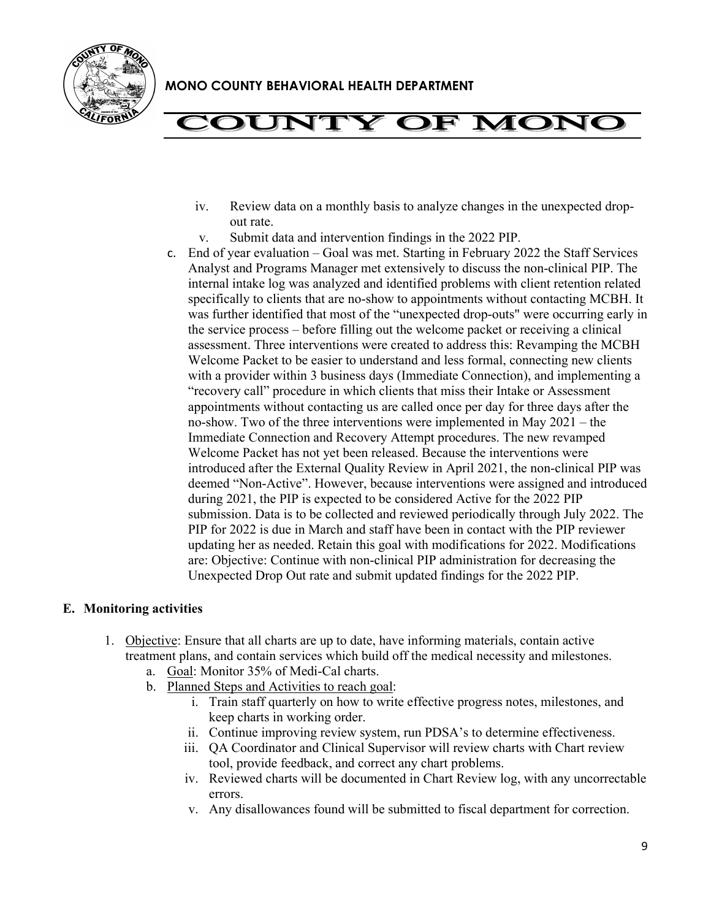iv. Review data on a monthly basis to analyze changes in the unexpected drop-out rate.
v. Submit data and intervention findings in the 2022 PIP.

c. End of year evaluation – Goal was met. Starting in February 2022 the Staff Services Analyst and Programs Manager met extensively to discuss the non-clinical PIP. The internal intake log was analyzed and identified problems with client retention related specifically to clients that are no-show to appointments without contacting MCBH. It was further identified that most of the "unexpected drop-outs" were occurring early in the service process – before filling out the welcome packet or receiving a clinical assessment. Three interventions were created to address this: Revamping the MCBH Welcome Packet to be easier to understand and less formal, connecting new clients with a provider within 3 business days (Immediate Connection), and implementing a "recovery call" procedure in which clients that miss their Intake or Assessment appointments without contacting us are called once per day for three days after the no-show. Two of the three interventions were implemented in May 2021 – the Immediate Connection and Recovery Attempt procedures. The new revamped Welcome Packet has not yet been released. Because the interventions were introduced after the External Quality Review in April 2021, the non-clinical PIP was deemed "Non-Active". However, because interventions were assigned and introduced during 2021, the PIP is expected to be considered Active for the 2022 PIP submission. Data is to be collected and reviewed periodically through July 2022. The PIP for 2022 is due in March and staff have been in contact with the PIP reviewer updating her as needed. Retain this goal with modifications for 2022. Modifications are: Objective: Continue with non-clinical PIP administration for decreasing the Unexpected Drop Out rate and submit updated findings for the 2022 PIP.

## E. Monitoring activities

1. Objective: Ensure that all charts are up to date, have informing materials, contain active treatment plans, and contain services which build off the medical necessity and milestones.
   a. Goal: Monitor 35% of Medi-Cal charts.
   b. Planned Steps and Activities to reach goal:
      i. Train staff quarterly on how to write effective progress notes, milestones, and keep charts in working order.
      ii. Continue improving review system, run PDSA's to determine effectiveness.
      iii. QA Coordinator and Clinical Supervisor will review charts with Chart review tool, provide feedback, and correct any chart problems.
      iv. Reviewed charts will be documented in Chart Review log, with any uncorrectable errors.
      v. Any disallowances found will be submitted to fiscal department for correction.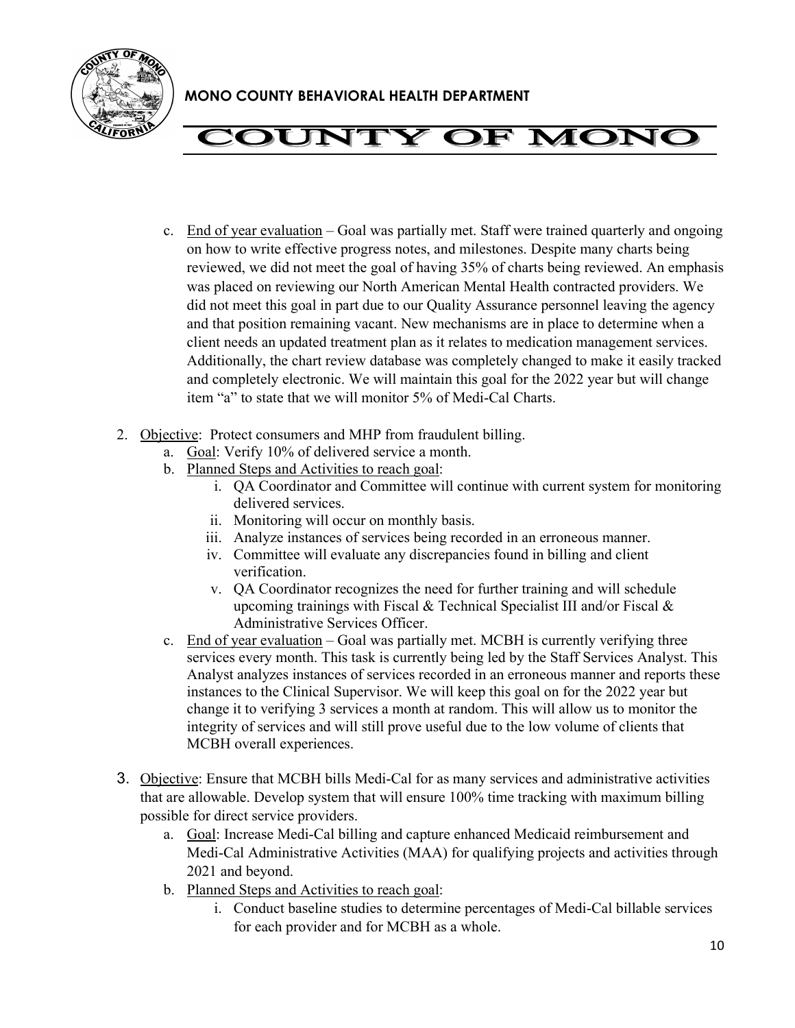c. End of year evaluation – Goal was partially met. Staff were trained quarterly and ongoing on how to write effective progress notes, and milestones. Despite many charts being reviewed, we did not meet the goal of having 35% of charts being reviewed. An emphasis was placed on reviewing our North American Mental Health contracted providers. We did not meet this goal in part due to our Quality Assurance personnel leaving the agency and that position remaining vacant. New mechanisms are in place to determine when a client needs an updated treatment plan as it relates to medication management services. Additionally, the chart review database was completely changed to make it easily tracked and completely electronic. We will maintain this goal for the 2022 year but will change item "a" to state that we will monitor 5% of Medi-Cal Charts.

2. Objective: Protect consumers and MHP from fraudulent billing.
   a. Goal: Verify 10% of delivered service a month.
   b. Planned Steps and Activities to reach goal:
      i. QA Coordinator and Committee will continue with current system for monitoring delivered services.
      ii. Monitoring will occur on monthly basis.
      iii. Analyze instances of services being recorded in an erroneous manner.
      iv. Committee will evaluate any discrepancies found in billing and client verification.
      v. QA Coordinator recognizes the need for further training and will schedule upcoming trainings with Fiscal & Technical Specialist III and/or Fiscal & Administrative Services Officer.
   c. End of year evaluation – Goal was partially met. MCBH is currently verifying three services every month. This task is currently being led by the Staff Services Analyst. This Analyst analyzes instances of services recorded in an erroneous manner and reports these instances to the Clinical Supervisor. We will keep this goal on for the 2022 year but change it to verifying 3 services a month at random. This will allow us to monitor the integrity of services and will still prove useful due to the low volume of clients that MCBH overall experiences.

3. Objective: Ensure that MCBH bills Medi-Cal for as many services and administrative activities that are allowable. Develop system that will ensure 100% time tracking with maximum billing possible for direct service providers.
   a. Goal: Increase Medi-Cal billing and capture enhanced Medicaid reimbursement and Medi-Cal Administrative Activities (MAA) for qualifying projects and activities through 2021 and beyond.
   b. Planned Steps and Activities to reach goal:
      i. Conduct baseline studies to determine percentages of Medi-Cal billable services for each provider and for MCBH as a whole.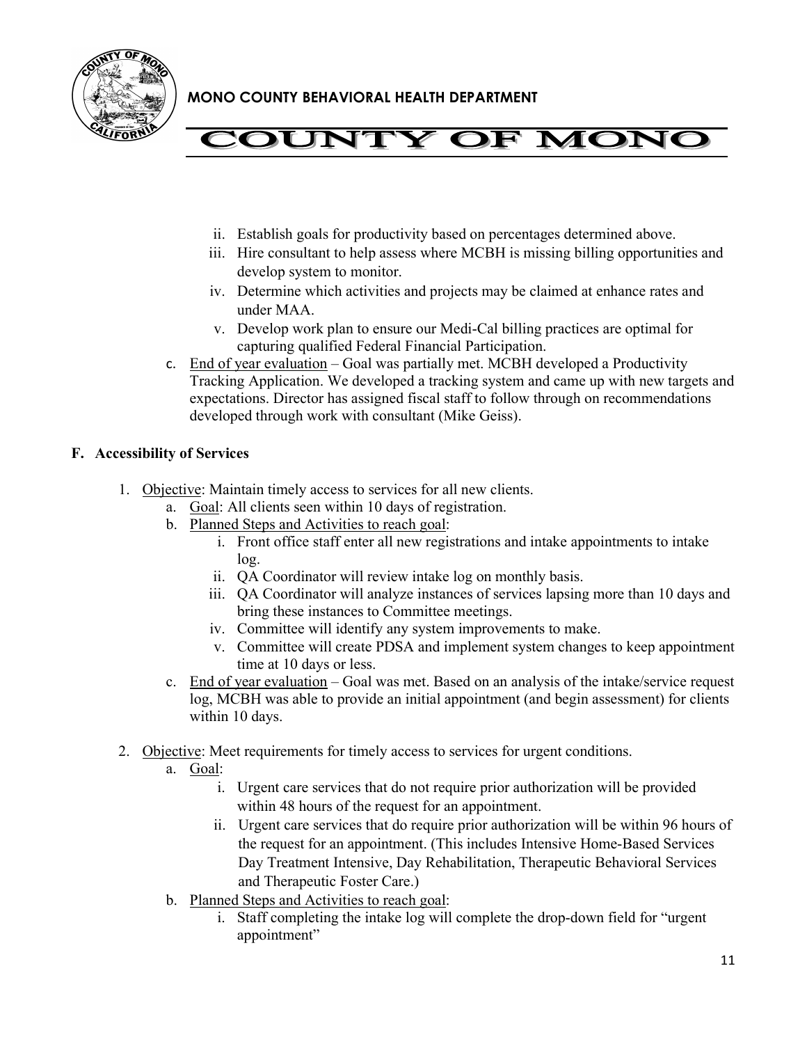ii. Establish goals for productivity based on percentages determined above.
iii. Hire consultant to help assess where MCBH is missing billing opportunities and develop system to monitor.
iv. Determine which activities and projects may be claimed at enhance rates and under MAA.
v. Develop work plan to ensure our Medi-Cal billing practices are optimal for capturing qualified Federal Financial Participation.

c. End of year evaluation – Goal was partially met. MCBH developed a Productivity Tracking Application. We developed a tracking system and came up with new targets and expectations. Director has assigned fiscal staff to follow through on recommendations developed through work with consultant (Mike Geiss).

**F. Accessibility of Services**

1. Objective: Maintain timely access to services for all new clients.
   a. Goal: All clients seen within 10 days of registration.
   b. Planned Steps and Activities to reach goal:
      i. Front office staff enter all new registrations and intake appointments to intake log.
      ii. QA Coordinator will review intake log on monthly basis.
      iii. QA Coordinator will analyze instances of services lapsing more than 10 days and bring these instances to Committee meetings.
      iv. Committee will identify any system improvements to make.
      v. Committee will create PDSA and implement system changes to keep appointment time at 10 days or less.
   c. End of year evaluation – Goal was met. Based on an analysis of the intake/service request log, MCBH was able to provide an initial appointment (and begin assessment) for clients within 10 days.

2. Objective: Meet requirements for timely access to services for urgent conditions.
   a. Goal:
      i. Urgent care services that do not require prior authorization will be provided within 48 hours of the request for an appointment.
      ii. Urgent care services that do require prior authorization will be within 96 hours of the request for an appointment. (This includes Intensive Home-Based Services Day Treatment Intensive, Day Rehabilitation, Therapeutic Behavioral Services and Therapeutic Foster Care.)
   b. Planned Steps and Activities to reach goal:
      i. Staff completing the intake log will complete the drop-down field for "urgent appointment"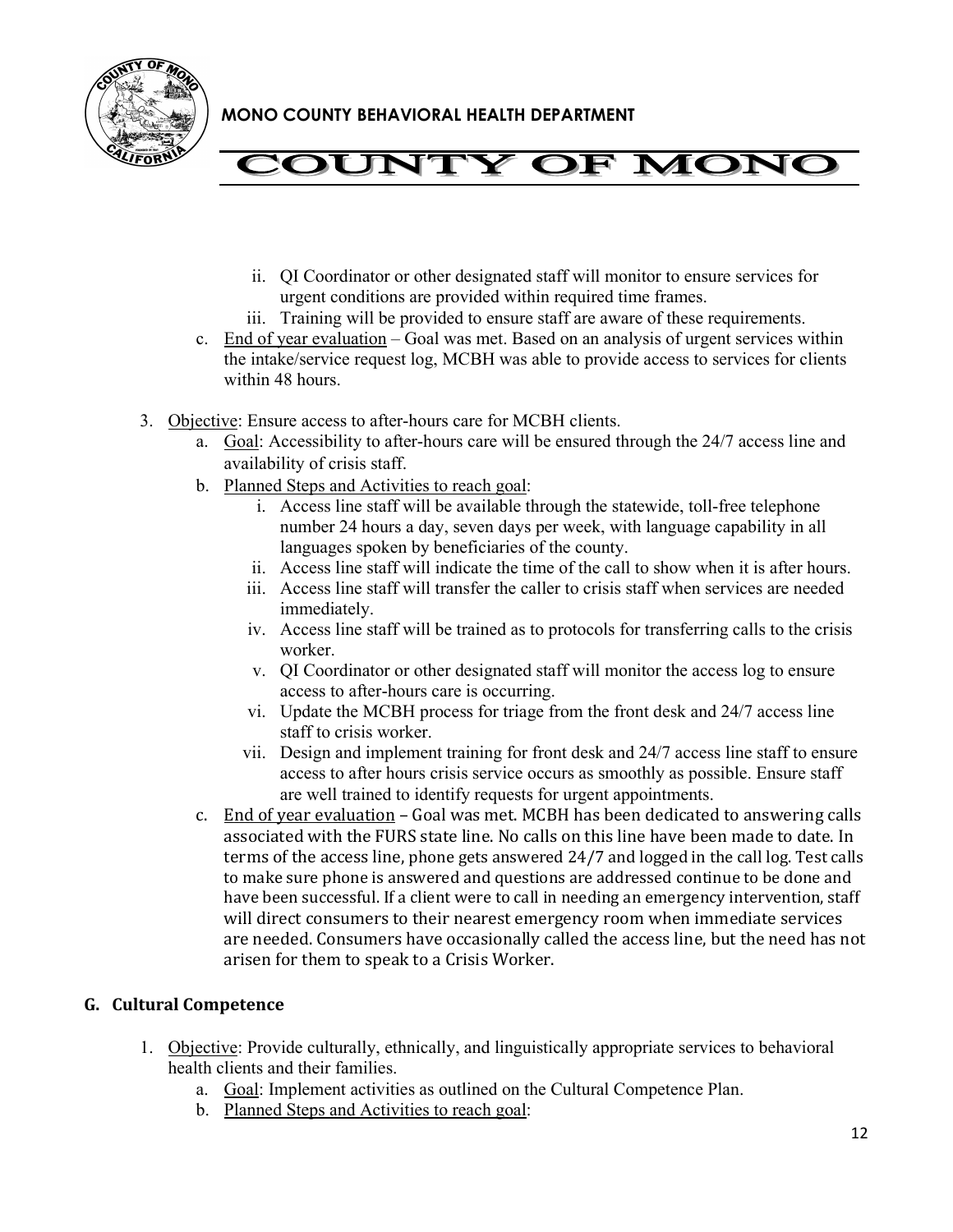ii. QI Coordinator or other designated staff will monitor to ensure services for urgent conditions are provided within required time frames.
iii. Training will be provided to ensure staff are aware of these requirements.

c. End of year evaluation – Goal was met. Based on an analysis of urgent services within the intake/service request log, MCBH was able to provide access to services for clients within 48 hours.

3. Objective: Ensure access to after-hours care for MCBH clients.
   a. Goal: Accessibility to after-hours care will be ensured through the 24/7 access line and availability of crisis staff.
   b. Planned Steps and Activities to reach goal:
      i. Access line staff will be available through the statewide, toll-free telephone number 24 hours a day, seven days per week, with language capability in all languages spoken by beneficiaries of the county.
      ii. Access line staff will indicate the time of the call to show when it is after hours.
      iii. Access line staff will transfer the caller to crisis staff when services are needed immediately.
      iv. Access line staff will be trained as to protocols for transferring calls to the crisis worker.
      v. QI Coordinator or other designated staff will monitor the access log to ensure access to after-hours care is occurring.
      vi. Update the MCBH process for triage from the front desk and 24/7 access line staff to crisis worker.
      vii. Design and implement training for front desk and 24/7 access line staff to ensure access to after hours crisis service occurs as smoothly as possible. Ensure staff are well trained to identify requests for urgent appointments.
   c. End of year evaluation – Goal was met. MCBH has been dedicated to answering calls associated with the FURS state line. No calls on this line have been made to date. In terms of the access line, phone gets answered 24/7 and logged in the call log. Test calls to make sure phone is answered and questions are addressed continue to be done and have been successful. If a client were to call in needing an emergency intervention, staff will direct consumers to their nearest emergency room when immediate services are needed. Consumers have occasionally called the access line, but the need has not arisen for them to speak to a Crisis Worker.

## G. Cultural Competence

1. Objective: Provide culturally, ethnically, and linguistically appropriate services to behavioral health clients and their families.
   a. Goal: Implement activities as outlined on the Cultural Competence Plan.
   b. Planned Steps and Activities to reach goal: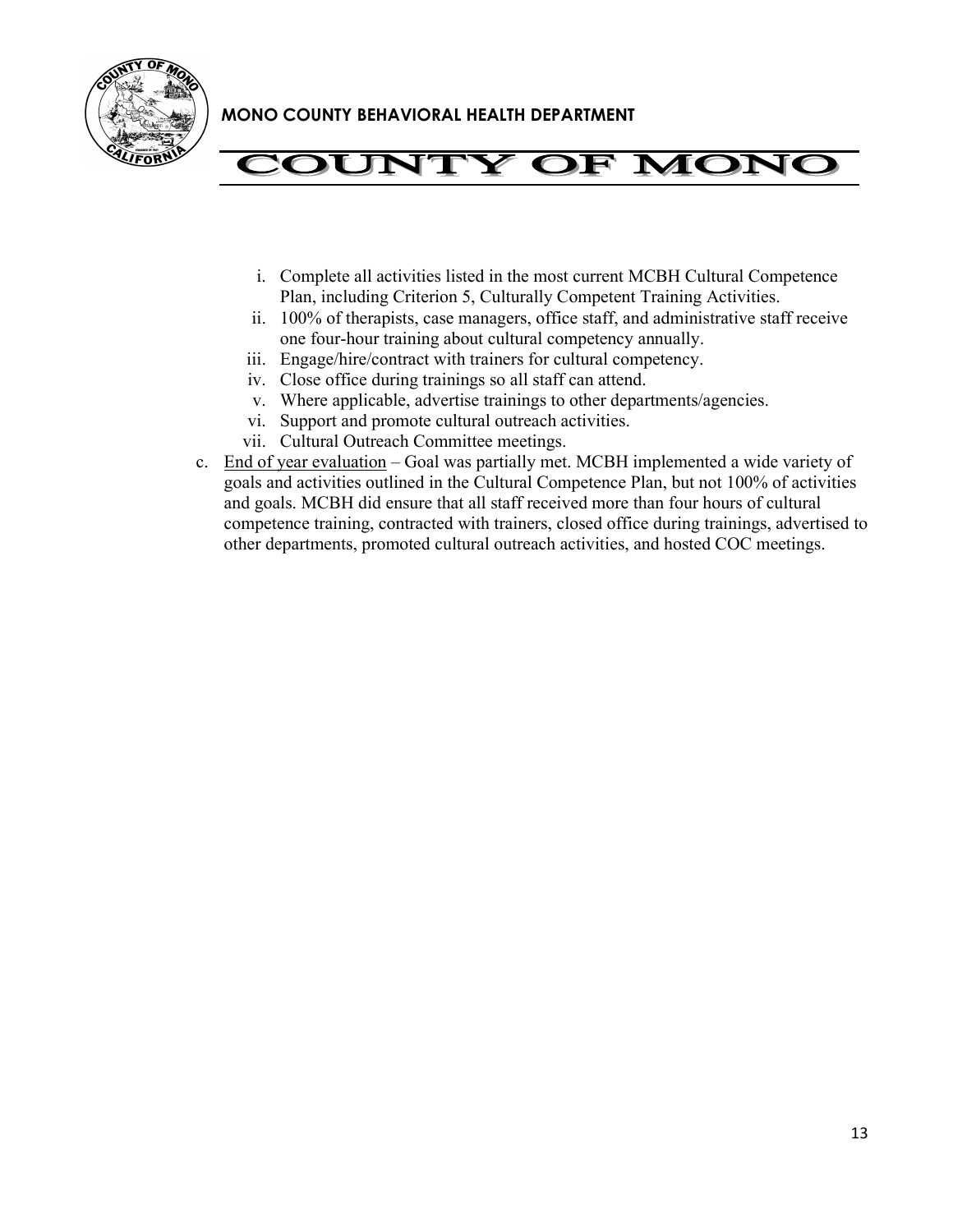i. Complete all activities listed in the most current MCBH Cultural Competence Plan, including Criterion 5, Culturally Competent Training Activities.
ii. 100% of therapists, case managers, office staff, and administrative staff receive one four-hour training about cultural competency annually.
iii. Engage/hire/contract with trainers for cultural competency.
iv. Close office during trainings so all staff can attend.
v. Where applicable, advertise trainings to other departments/agencies.
vi. Support and promote cultural outreach activities.
vii. Cultural Outreach Committee meetings.

c. End of year evaluation – Goal was partially met. MCBH implemented a wide variety of goals and activities outlined in the Cultural Competence Plan, but not 100% of activities and goals. MCBH did ensure that all staff received more than four hours of cultural competence training, contracted with trainers, closed office during trainings, advertised to other departments, promoted cultural outreach activities, and hosted COC meetings.